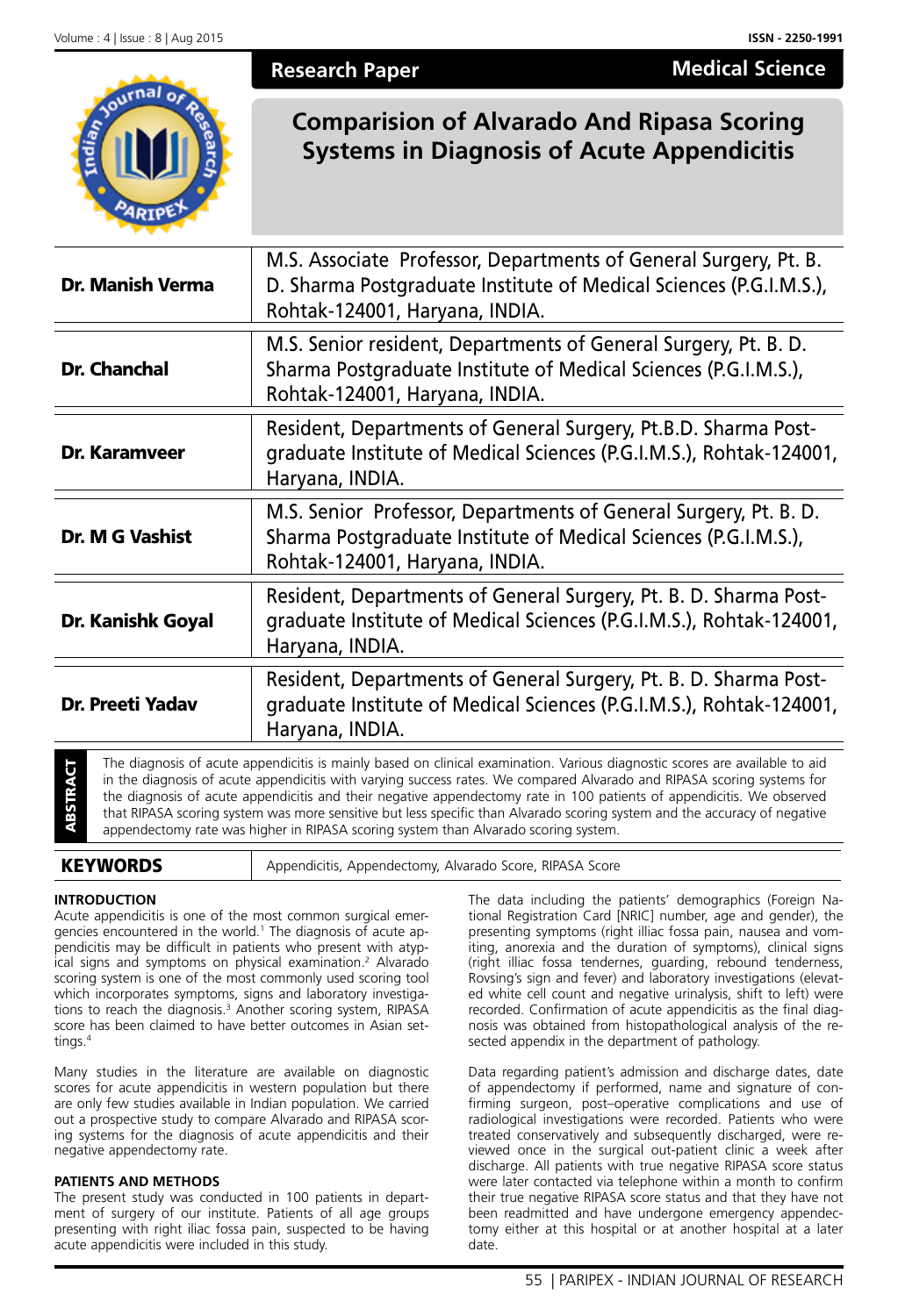Research Paper | Medical Science

# Comparision of Alvarado And Ripasa Scoring Systems in Diagnosis of Acute Appendicitis

| | |
|---|---|
| **Dr. Manish Verma** | M.S. Associate Professor, Departments of General Surgery, Pt. B. D. Sharma Postgraduate Institute of Medical Sciences (P.G.I.M.S.), Rohtak-124001, Haryana, INDIA. |
| **Dr. Chanchal** | M.S. Senior resident, Departments of General Surgery, Pt. B. D. Sharma Postgraduate Institute of Medical Sciences (P.G.I.M.S.), Rohtak-124001, Haryana, INDIA. |
| **Dr. Karamveer** | Resident, Departments of General Surgery, Pt.B.D. Sharma Postgraduate Institute of Medical Sciences (P.G.I.M.S.), Rohtak-124001, Haryana, INDIA. |
| **Dr. M G Vashist** | M.S. Senior Professor, Departments of General Surgery, Pt. B. D. Sharma Postgraduate Institute of Medical Sciences (P.G.I.M.S.), Rohtak-124001, Haryana, INDIA. |
| **Dr. Kanishk Goyal** | Resident, Departments of General Surgery, Pt. B. D. Sharma Postgraduate Institute of Medical Sciences (P.G.I.M.S.), Rohtak-124001, Haryana, INDIA. |
| **Dr. Preeti Yadav** | Resident, Departments of General Surgery, Pt. B. D. Sharma Postgraduate Institute of Medical Sciences (P.G.I.M.S.), Rohtak-124001, Haryana, INDIA. |

**ABSTRACT**

The diagnosis of acute appendicitis is mainly based on clinical examination. Various diagnostic scores are available to aid in the diagnosis of acute appendicitis with varying success rates. We compared Alvarado and RIPASA scoring systems for the diagnosis of acute appendicitis and their negative appendectomy rate in 100 patients of appendicitis. We observed that RIPASA scoring system was more sensitive but less specific than Alvarado scoring system and the accuracy of negative appendectomy rate was higher in RIPASA scoring system than Alvarado scoring system.

**KEYWORDS** Appendicitis, Appendectomy, Alvarado Score, RIPASA Score

## INTRODUCTION

Acute appendicitis is one of the most common surgical emergencies encountered in the world.[1] The diagnosis of acute appendicitis may be difficult in patients who present with atypical signs and symptoms on physical examination.[2] Alvarado scoring system is one of the most commonly used scoring tool which incorporates symptoms, signs and laboratory investigations to reach the diagnosis.[3] Another scoring system, RIPASA score has been claimed to have better outcomes in Asian settings.[4]

Many studies in the literature are available on diagnostic scores for acute appendicitis in western population but there are only few studies available in Indian population. We carried out a prospective study to compare Alvarado and RIPASA scoring systems for the diagnosis of acute appendicitis and their negative appendectomy rate.

## PATIENTS AND METHODS

The present study was conducted in 100 patients in department of surgery of our institute. Patients of all age groups presenting with right iliac fossa pain, suspected to be having acute appendicitis were included in this study.

The data including the patients' demographics (Foreign National Registration Card [NRIC] number, age and gender), the presenting symptoms (right illiac fossa pain, nausea and vomiting, anorexia and the duration of symptoms), clinical signs (right illiac fossa tendernes, guarding, rebound tenderness, Rovsing's sign and fever) and laboratory investigations (elevated white cell count and negative urinalysis, shift to left) were recorded. Confirmation of acute appendicitis as the final diagnosis was obtained from histopathological analysis of the resected appendix in the department of pathology.

Data regarding patient's admission and discharge dates, date of appendectomy if performed, name and signature of confirming surgeon, post–operative complications and use of radiological investigations were recorded. Patients who were treated conservatively and subsequently discharged, were reviewed once in the surgical out-patient clinic a week after discharge. All patients with true negative RIPASA score status were later contacted via telephone within a month to confirm their true negative RIPASA score status and that they have not been readmitted and have undergone emergency appendectomy either at this hospital or at another hospital at a later date.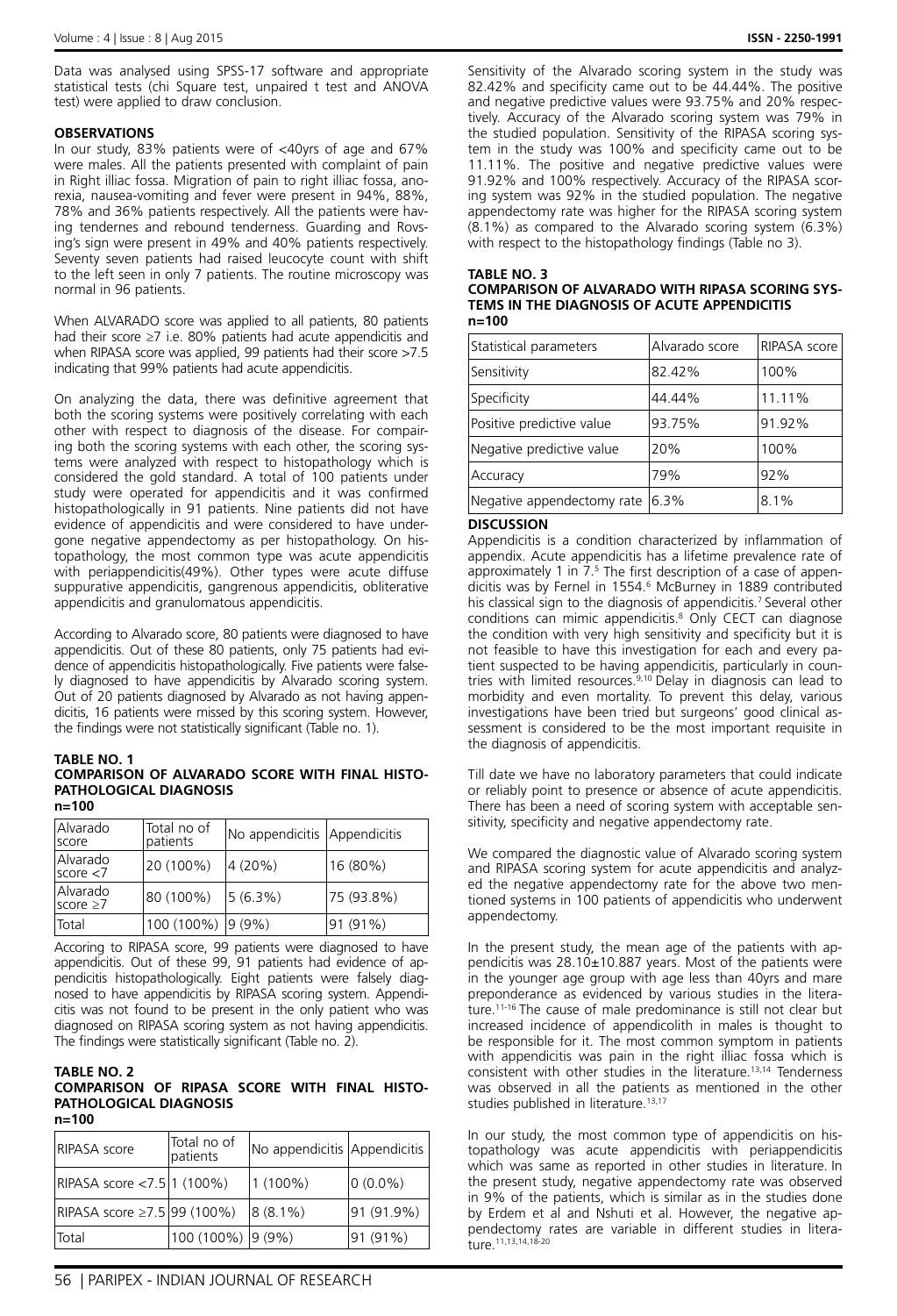Data was analysed using SPSS-17 software and appropriate statistical tests (chi Square test, unpaired t test and ANOVA test) were applied to draw conclusion.

## OBSERVATIONS

In our study, 83% patients were of <40yrs of age and 67% were males. All the patients presented with complaint of pain in Right illiac fossa. Migration of pain to right illiac fossa, anorexia, nausea-vomiting and fever were present in 94%, 88%, 78% and 36% patients respectively. All the patients were having tendernes and rebound tenderness. Guarding and Rovsing's sign were present in 49% and 40% patients respectively. Seventy seven patients had raised leucocyte count with shift to the left seen in only 7 patients. The routine microscopy was normal in 96 patients.

When ALVARADO score was applied to all patients, 80 patients had their score ≥7 i.e. 80% patients had acute appendicitis and when RIPASA score was applied, 99 patients had their score >7.5 indicating that 99% patients had acute appendicitis.

On analyzing the data, there was definitive agreement that both the scoring systems were positively correlating with each other with respect to diagnosis of the disease. For compairing both the scoring systems with each other, the scoring systems were analyzed with respect to histopathology which is considered the gold standard. A total of 100 patients under study were operated for appendicitis and it was confirmed histopathologically in 91 patients. Nine patients did not have evidence of appendicitis and were considered to have undergone negative appendectomy as per histopathology. On histopathology, the most common type was acute appendicitis with periappendicitis(49%). Other types were acute diffuse suppurative appendicitis, gangrenous appendicitis, obliterative appendicitis and granulomatous appendicitis.

According to Alvarado score, 80 patients were diagnosed to have appendicitis. Out of these 80 patients, only 75 patients had evidence of appendicitis histopathologically. Five patients were falsely diagnosed to have appendicitis by Alvarado scoring system. Out of 20 patients diagnosed by Alvarado as not having appendicitis, 16 patients were missed by this scoring system. However, the findings were not statistically significant (Table no. 1).

**TABLE NO. 1**
**COMPARISON OF ALVARADO SCORE WITH FINAL HISTOPATHOLOGICAL DIAGNOSIS**
**n=100**

| Alvarado score | Total no of patients | No appendicitis | Appendicitis |
|---|---|---|---|
| Alvarado score <7 | 20 (100%) | 4 (20%) | 16 (80%) |
| Alvarado score ≥7 | 80 (100%) | 5 (6.3%) | 75 (93.8%) |
| Total | 100 (100%) | 9 (9%) | 91 (91%) |

Accoring to RIPASA score, 99 patients were diagnosed to have appendicitis. Out of these 99, 91 patients had evidence of appendicitis histopathologically. Eight patients were falsely diagnosed to have appendicitis by RIPASA scoring system. Appendicitis was not found to be present in the only patient who was diagnosed on RIPASA scoring system as not having appendicitis. The findings were statistically significant (Table no. 2).

**TABLE NO. 2**
**COMPARISON OF RIPASA SCORE WITH FINAL HISTOPATHOLOGICAL DIAGNOSIS**
**n=100**

| RIPASA score | Total no of patients | No appendicitis | Appendicitis |
|---|---|---|---|
| RIPASA score <7.5 | 1 (100%) | 1 (100%) | 0 (0.0%) |
| RIPASA score ≥7.5 | 99 (100%) | 8 (8.1%) | 91 (91.9%) |
| Total | 100 (100%) | 9 (9%) | 91 (91%) |

Sensitivity of the Alvarado scoring system in the study was 82.42% and specificity came out to be 44.44%. The positive and negative predictive values were 93.75% and 20% respectively. Accuracy of the Alvarado scoring system was 79% in the studied population. Sensitivity of the RIPASA scoring system in the study was 100% and specificity came out to be 11.11%. The positive and negative predictive values were 91.92% and 100% respectively. Accuracy of the RIPASA scoring system was 92% in the studied population. The negative appendectomy rate was higher for the RIPASA scoring system (8.1%) as compared to the Alvarado scoring system (6.3%) with respect to the histopathology findings (Table no 3).

**TABLE NO. 3**
**COMPARISON OF ALVARADO WITH RIPASA SCORING SYSTEMS IN THE DIAGNOSIS OF ACUTE APPENDICITIS**
**n=100**

| Statistical parameters | Alvarado score | RIPASA score |
|---|---|---|
| Sensitivity | 82.42% | 100% |
| Specificity | 44.44% | 11.11% |
| Positive predictive value | 93.75% | 91.92% |
| Negative predictive value | 20% | 100% |
| Accuracy | 79% | 92% |
| Negative appendectomy rate | 6.3% | 8.1% |

## DISCUSSION

Appendicitis is a condition characterized by inflammation of appendix. Acute appendicitis has a lifetime prevalence rate of approximately 1 in 7.[5] The first description of a case of appendicitis was by Fernel in 1554.[6] McBurney in 1889 contributed his classical sign to the diagnosis of appendicitis.[7] Several other conditions can mimic appendicitis.[8] Only CECT can diagnose the condition with very high sensitivity and specificity but it is not feasible to have this investigation for each and every patient suspected to be having appendicitis, particularly in countries with limited resources.[9,10] Delay in diagnosis can lead to morbidity and even mortality. To prevent this delay, various investigations have been tried but surgeons' good clinical assessment is considered to be the most important requisite in the diagnosis of appendicitis.

Till date we have no laboratory parameters that could indicate or reliably point to presence or absence of acute appendicitis. There has been a need of scoring system with acceptable sensitivity, specificity and negative appendectomy rate.

We compared the diagnostic value of Alvarado scoring system and RIPASA scoring system for acute appendicitis and analyzed the negative appendectomy rate for the above two mentioned systems in 100 patients of appendicitis who underwent appendectomy.

In the present study, the mean age of the patients with appendicitis was 28.10±10.887 years. Most of the patients were in the younger age group with age less than 40yrs and mare preponderance as evidenced by various studies in the literature.[11-16] The cause of male predominance is still not clear but increased incidence of appendicolith in males is thought to be responsible for it. The most common symptom in patients with appendicitis was pain in the right illiac fossa which is consistent with other studies in the literature.[13,14] Tenderness was observed in all the patients as mentioned in the other studies published in literature.[13,17]

In our study, the most common type of appendicitis on histopathology was acute appendicitis with periappendicitis which was same as reported in other studies in literature. In the present study, negative appendectomy rate was observed in 9% of the patients, which is similar as in the studies done by Erdem et al and Nshuti et al. However, the negative appendectomy rates are variable in different studies in literature.[11,13,14,18-20]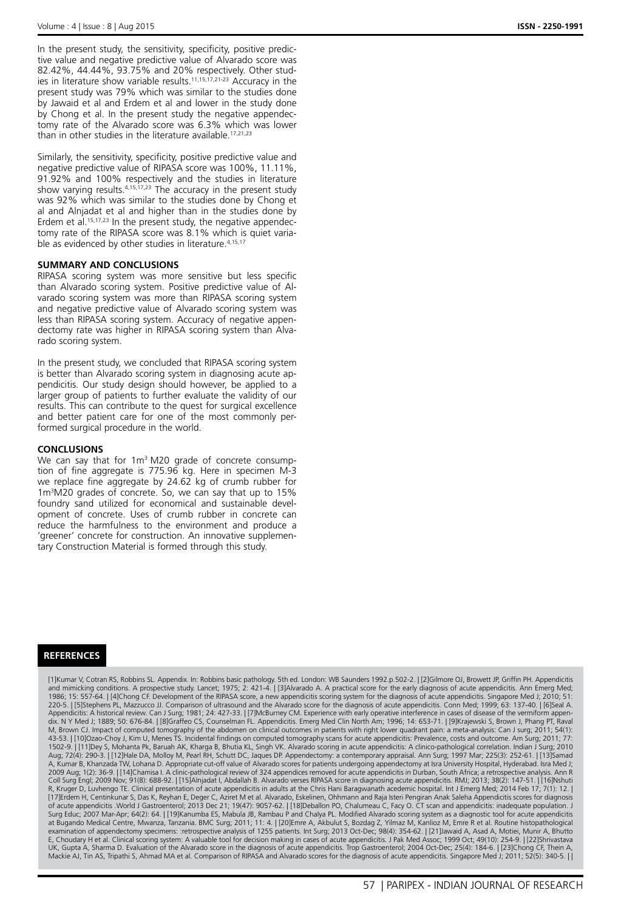In the present study, the sensitivity, specificity, positive predictive value and negative predictive value of Alvarado score was 82.42%, 44.44%, 93.75% and 20% respectively. Other studies in literature show variable results.[11,15,17,21-23] Accuracy in the present study was 79% which was similar to the studies done by Jawaid et al and Erdem et al and lower in the study done by Chong et al. In the present study the negative appendectomy rate of the Alvarado score was 6.3% which was lower than in other studies in the literature available.[17,21,23]

Similarly, the sensitivity, specificity, positive predictive value and negative predictive value of RIPASA score was 100%, 11.11%, 91.92% and 100% respectively and the studies in literature show varying results.[4,15,17,23] The accuracy in the present study was 92% which was similar to the studies done by Chong et al and Alnjadat et al and higher than in the studies done by Erdem et al.[15,17,23] In the present study, the negative appendectomy rate of the RIPASA score was 8.1% which is quiet variable as evidenced by other studies in literature.[4,15,17]

## SUMMARY AND CONCLUSIONS

RIPASA scoring system was more sensitive but less specific than Alvarado scoring system. Positive predictive value of Alvarado scoring system was more than RIPASA scoring system and negative predictive value of Alvarado scoring system was less than RIPASA scoring system. Accuracy of negative appendectomy rate was higher in RIPASA scoring system than Alvarado scoring system.

In the present study, we concluded that RIPASA scoring system is better than Alvarado scoring system in diagnosing acute appendicitis. Our study design should however, be applied to a larger group of patients to further evaluate the validity of our results. This can contribute to the quest for surgical excellence and better patient care for one of the most commonly performed surgical procedure in the world.

## CONCLUSIONS

We can say that for $1m^3$ M20 grade of concrete consumption of fine aggregate is 775.96 kg. Here in specimen M-3 we replace fine aggregate by 24.62 kg of crumb rubber for $1m^3$M20 grades of concrete. So, we can say that up to 15% foundry sand utilized for economical and sustainable development of concrete. Uses of crumb rubber in concrete can reduce the harmfulness to the environment and produce a 'greener' concrete for construction. An innovative supplementary Construction Material is formed through this study.

## REFERENCES

[1]Kumar V, Cotran RS, Robbins SL. Appendix. In: Robbins basic pathology. 5th ed. London: WB Saunders 1992.p.502-2. | [2]Gilmore OJ, Browett JP, Griffin PH. Appendicitis and mimicking conditions. A prospective study. Lancet; 1975; 2: 421-4. | [3]Alvarado A. A practical score for the early diagnosis of acute appendicitis. Ann Emerg Med; 1986; 15: 557-64. | [4]Chong CF. Development of the RIPASA score, a new appendicitis scoring system for the diagnosis of acute appendicitis. Singapore Med J; 2010; 51: 220-5. | [5]Stephens PL, Mazzucco JJ. Comparison of ultrasound and the Alvarado score for the diagnosis of acute appendicitis. Conn Med; 1999; 63: 137-40. | [6]Seal A. Appendicitis: A historical review. Can J Surg; 1981; 24: 427-33. | [7]McBurney CM. Experience with early operative interference in cases of disease of the vermiform appendix. N Y Med J; 1889; 50: 676-84. | [8]Graffeo CS, Counselman FL. Appendicitis. Emerg Med Clin North Am; 1996; 14: 653-71. | [9]Krajewski S, Brown J, Phang PT, Raval M, Brown CJ. Impact of computed tomography of the abdomen on clinical outcomes in patients with right lower quadrant pain: a meta-analysis: Can J surg; 2011; 54(1): 43-53. | [10]Ozao-Choy J, Kim U, Menes TS. Incidental findings on computed tomography scans for acute appendicitis: Prevalence, costs and outcome. Am Surg; 2011; 77: 1502-9. | [11]Dey S, Mohanta Pk, Baruah AK, Kharga B, Bhutia KL, Singh VK. Alvarado scoring in acute appendicitis: A clinico-pathological correlation. Indian J Surg; 2010 Aug; 72(4): 290-3. | [12]Hale DA, Molloy M, Pearl RH, Schutt DC, Jaques DP. Appendectomy: a contemporary appraisal. Ann Surg; 1997 Mar; 225(3): 252-61. | [13]Samad A, Kumar B, Khanzada TW, Lohana D. Appropriate cut-off value of Alvarado scores for patients undergoing appendectomy at Isra University Hospital, Hyderabad. Isra Med J; 2009 Aug; 1(2): 36-9. | [14]Chamisa I. A clinic-pathological review of 324 appendices removed for acute appendicitis in Durban, South Africa; a retrospective analysis. Ann R Coll Surg Engl; 2009 Nov; 91(8): 688-92. | [15]Alnjadat I, Abdallah B. Alvarado verses RIPASA score in diagnosing acute appendicitis. RMJ; 2013; 38(2): 147-51. | [16]Nshuti R, Kruger D, Luvhengo TE. Clinical presentation of acute appendicitis in adults at the Chris Hani Baragwanath acedemic hospital. Int J Emerg Med; 2014 Feb 17; 7(1): 12. | [17]Erdem H, Centinkunar S, Das K, Reyhan E, Deger C, Aziret M et al. Alvarado, Eskelinen, Ohhmann and Raja Isteri Pengiran Anak Saleha Appendicitis scores for diagnosis of acute appendicitis .World J Gastroenterol; 2013 Dec 21; 19(47): 9057-62. | [18]Deballon PO, Chalumeau C, Facy O. CT scan and appendicitis: inadequate population. J Surg Educ; 2007 Mar-Apr; 64(2): 64. | [19]Kanumba ES, Mabula JB, Rambau P and Chalya PL. Modified Alvarado scoring system as a diagnostic tool for acute appendicitis at Bugando Medical Centre, Mwanza, Tanzania. BMC Surg; 2011; 11: 4. | [20]Emre A, Akbulut S, Bozdag Z, Yilmaz M, Kanlioz M, Emre R et al. Routine histopathological examination of appendectomy specimens: :retrospective analysis of 1255 patients. Int Surg; 2013 Oct-Dec; 98(4): 354-62. | [21]Jawaid A, Asad A, Motiei, Munir A, Bhutto E, Choudary H et al. Clinical scoring system: A valuable tool for decision making in cases of acute appendicitis. J Pak Med Assoc; 1999 Oct; 49(10): 254-9. | [22]Shrivastava UK, Gupta A, Sharma D. Evaluation of the Alvarado score in the diagnosis of acute appendicitis. Trop Gastroenterol; 2004 Oct-Dec; 25(4): 184-6. | [23]Chong CF, Thein A, Mackie AJ, Tin AS, Tripathi S, Ahmad MA et al. Comparison of RIPASA and Alvarado scores for the diagnosis of acute appendicitis. Singapore Med J; 2011; 52(5): 340-5. ||